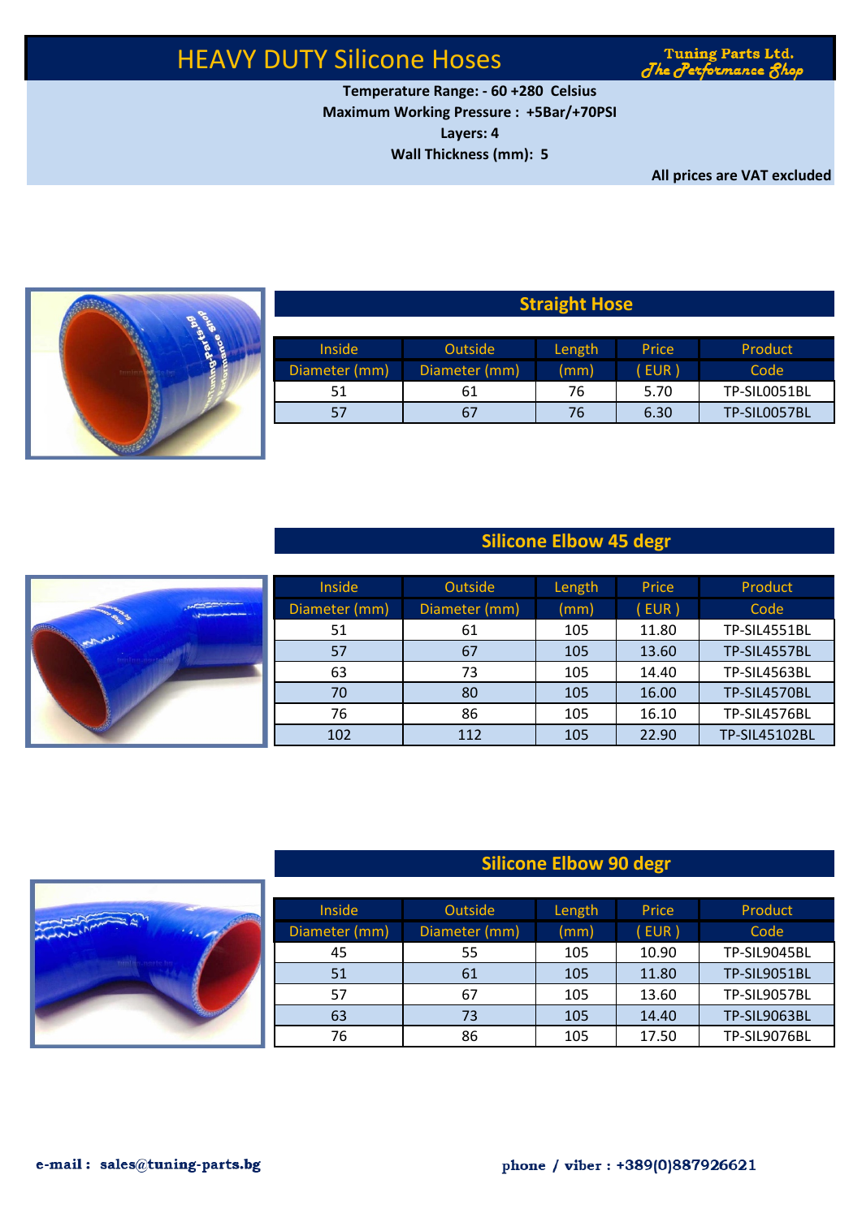# HEAVY DUTY Silicone Hoses

**Tuning Parts Ltd.**
*The Performance Shop*

**Temperature Range: - 60 +280 Celsius**
**Maximum Working Pressure : +5Bar/+70PSI**
**Layers: 4**
**Wall Thickness (mm): 5**

**All prices are VAT excluded**

## Straight Hose

| Inside Diameter (mm) | Outside Diameter (mm) | Length (mm) | Price ( EUR ) | Product Code |
|---|---|---|---|---|
| 51 | 61 | 76 | 5.70 | TP-SIL0051BL |
| 57 | 67 | 76 | 6.30 | TP-SIL0057BL |

## Silicone Elbow 45 degr

| Inside Diameter (mm) | Outside Diameter (mm) | Length (mm) | Price ( EUR ) | Product Code |
|---|---|---|---|---|
| 51 | 61 | 105 | 11.80 | TP-SIL4551BL |
| 57 | 67 | 105 | 13.60 | TP-SIL4557BL |
| 63 | 73 | 105 | 14.40 | TP-SIL4563BL |
| 70 | 80 | 105 | 16.00 | TP-SIL4570BL |
| 76 | 86 | 105 | 16.10 | TP-SIL4576BL |
| 102 | 112 | 105 | 22.90 | TP-SIL45102BL |

## Silicone Elbow 90 degr

| Inside Diameter (mm) | Outside Diameter (mm) | Length (mm) | Price ( EUR ) | Product Code |
|---|---|---|---|---|
| 45 | 55 | 105 | 10.90 | TP-SIL9045BL |
| 51 | 61 | 105 | 11.80 | TP-SIL9051BL |
| 57 | 67 | 105 | 13.60 | TP-SIL9057BL |
| 63 | 73 | 105 | 14.40 | TP-SIL9063BL |
| 76 | 86 | 105 | 17.50 | TP-SIL9076BL |

**e-mail : sales@tuning-parts.bg**

**phone / viber : +389(0)887926621**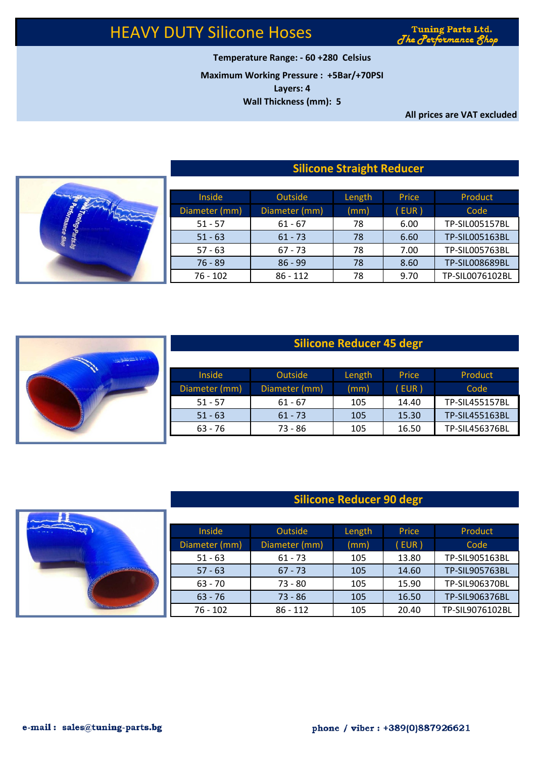# HEAVY DUTY Silicone Hoses

Tuning Parts Ltd.
The Performance Shop

**Temperature Range: - 60 +280 Celsius**

**Maximum Working Pressure : +5Bar/+70PSI**

**Layers: 4**

**Wall Thickness (mm): 5**

**All prices are VAT excluded**

## Silicone Straight Reducer

| Inside Diameter (mm) | Outside Diameter (mm) | Length (mm) | Price ( EUR ) | Product Code |
|---|---|---|---|---|
| 51 - 57 | 61 - 67 | 78 | 6.00 | TP-SIL005157BL |
| 51 - 63 | 61 - 73 | 78 | 6.60 | TP-SIL005163BL |
| 57 - 63 | 67 - 73 | 78 | 7.00 | TP-SIL005763BL |
| 76 - 89 | 86 - 99 | 78 | 8.60 | TP-SIL008689BL |
| 76 - 102 | 86 - 112 | 78 | 9.70 | TP-SIL0076102BL |

## Silicone Reducer 45 degr

| Inside Diameter (mm) | Outside Diameter (mm) | Length (mm) | Price ( EUR ) | Product Code |
|---|---|---|---|---|
| 51 - 57 | 61 - 67 | 105 | 14.40 | TP-SIL455157BL |
| 51 - 63 | 61 - 73 | 105 | 15.30 | TP-SIL455163BL |
| 63 - 76 | 73 - 86 | 105 | 16.50 | TP-SIL456376BL |

## Silicone Reducer 90 degr

| Inside Diameter (mm) | Outside Diameter (mm) | Length (mm) | Price ( EUR ) | Product Code |
|---|---|---|---|---|
| 51 - 63 | 61 - 73 | 105 | 13.80 | TP-SIL905163BL |
| 57 - 63 | 67 - 73 | 105 | 14.60 | TP-SIL905763BL |
| 63 - 70 | 73 - 80 | 105 | 15.90 | TP-SIL906370BL |
| 63 - 76 | 73 - 86 | 105 | 16.50 | TP-SIL906376BL |
| 76 - 102 | 86 - 112 | 105 | 20.40 | TP-SIL9076102BL |

**e-mail : sales@tuning-parts.bg**

**phone / viber : +389(0)887926621**